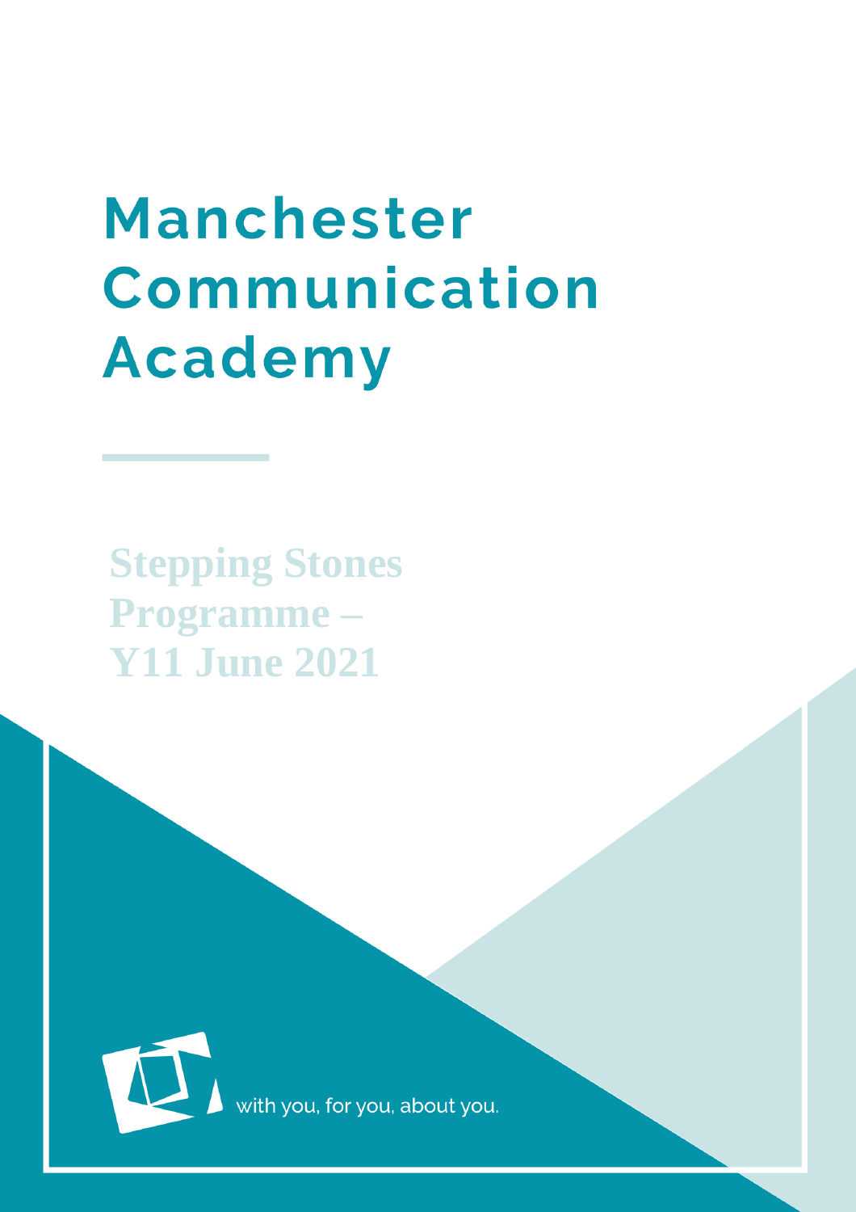# Manchester Communication Academy

## Stepping Stones Programme – Y11 June 2021

with you, for you, about you.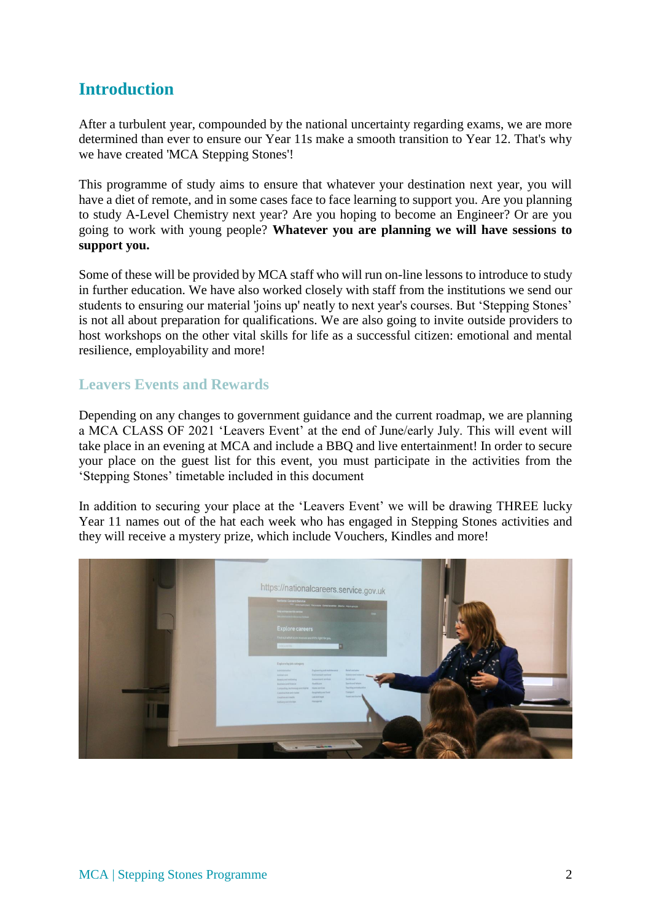# Introduction

After a turbulent year, compounded by the national uncertainty regarding exams, we are more determined than ever to ensure our Year 11s make a smooth transition to Year 12. That's why we have created 'MCA Stepping Stones'!

This programme of study aims to ensure that whatever your destination next year, you will have a diet of remote, and in some cases face to face learning to support you. Are you planning to study A-Level Chemistry next year? Are you hoping to become an Engineer? Or are you going to work with young people? **Whatever you are planning we will have sessions to support you.**

Some of these will be provided by MCA staff who will run on-line lessons to introduce to study in further education. We have also worked closely with staff from the institutions we send our students to ensuring our material 'joins up' neatly to next year's courses. But 'Stepping Stones' is not all about preparation for qualifications. We are also going to invite outside providers to host workshops on the other vital skills for life as a successful citizen: emotional and mental resilience, employability and more!

## Leavers Events and Rewards

Depending on any changes to government guidance and the current roadmap, we are planning a MCA CLASS OF 2021 'Leavers Event' at the end of June/early July. This will event will take place in an evening at MCA and include a BBQ and live entertainment! In order to secure your place on the guest list for this event, you must participate in the activities from the 'Stepping Stones' timetable included in this document

In addition to securing your place at the 'Leavers Event' we will be drawing THREE lucky Year 11 names out of the hat each week who has engaged in Stepping Stones activities and they will receive a mystery prize, which include Vouchers, Kindles and more!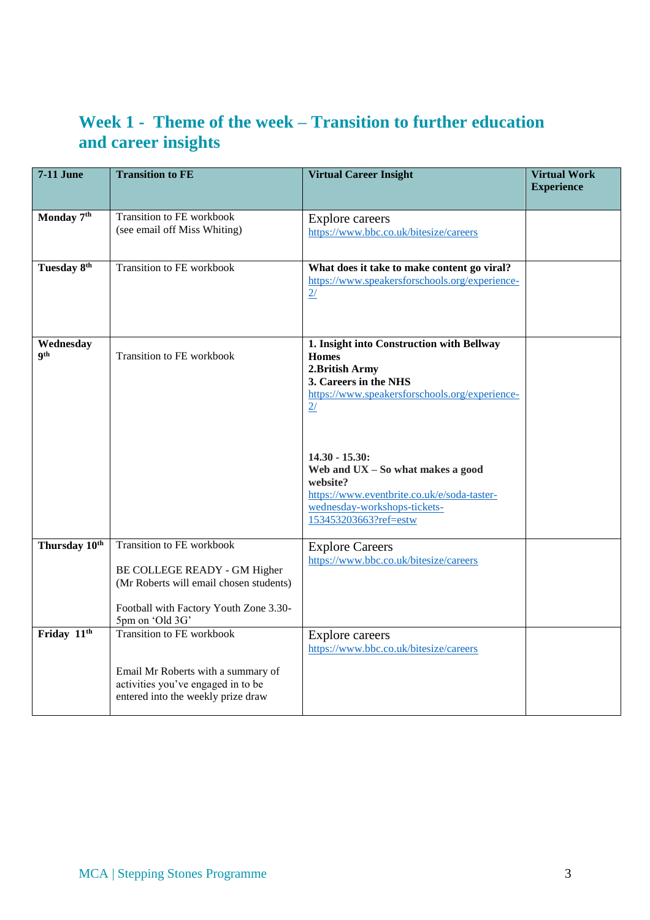## Week 1 - Theme of the week – Transition to further education and career insights

| 7-11 June | Transition to FE | Virtual Career Insight | Virtual Work Experience |
|---|---|---|---|
| **Monday 7th** | Transition to FE workbook<br>(see email off Miss Whiting) | Explore careers<br>https://www.bbc.co.uk/bitesize/careers | |
| **Tuesday 8th** | Transition to FE workbook | **What does it take to make content go viral?**<br>https://www.speakersforschools.org/experience-2/ | |
| **Wednesday 9th** | Transition to FE workbook | **1. Insight into Construction with Bellway Homes**<br>**2.British Army**<br>**3. Careers in the NHS**<br>https://www.speakersforschools.org/experience-2/<br><br>**14.30 - 15.30:**<br>**Web and UX – So what makes a good website?**<br>https://www.eventbrite.co.uk/e/soda-taster-wednesday-workshops-tickets-153453203663?ref=estw | |
| **Thursday 10th** | Transition to FE workbook<br><br>BE COLLEGE READY - GM Higher<br>(Mr Roberts will email chosen students)<br><br>Football with Factory Youth Zone 3.30-5pm on 'Old 3G' | Explore Careers<br>https://www.bbc.co.uk/bitesize/careers | |
| **Friday 11th** | Transition to FE workbook<br><br>Email Mr Roberts with a summary of activities you've engaged in to be entered into the weekly prize draw | Explore careers<br>https://www.bbc.co.uk/bitesize/careers | |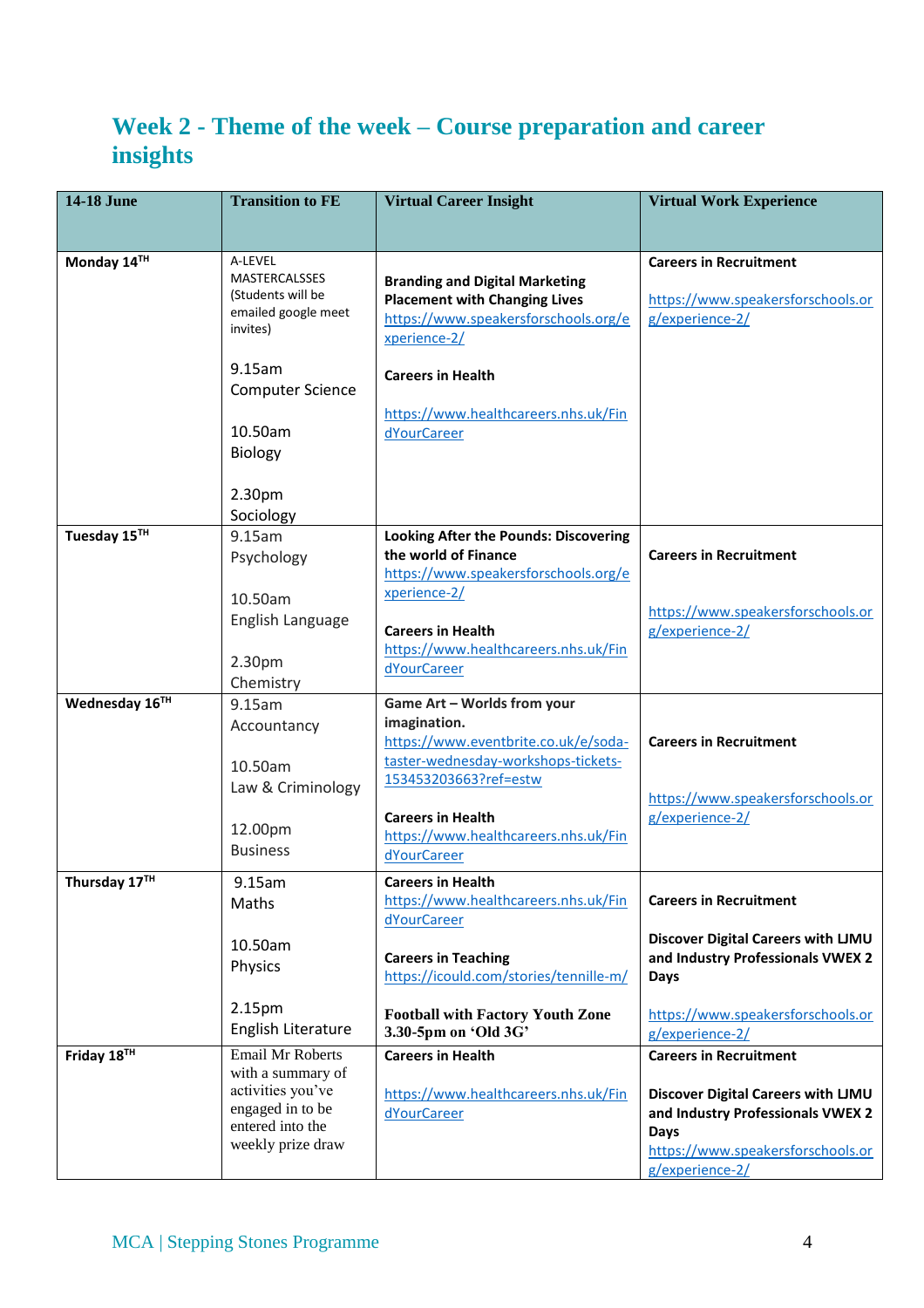## Week 2 - Theme of the week – Course preparation and career insights

| 14-18 June | Transition to FE | Virtual Career Insight | Virtual Work Experience |
|---|---|---|---|
| **Monday 14TH** | A-LEVEL MASTERCALSSES (Students will be emailed google meet invites)<br><br>9.15am Computer Science<br><br>10.50am Biology<br><br>2.30pm Sociology | **Branding and Digital Marketing Placement with Changing Lives**<br>https://www.speakersforschools.org/experience-2/<br><br>**Careers in Health**<br><br>https://www.healthcareers.nhs.uk/FindYourCareer | **Careers in Recruitment**<br><br>https://www.speakersforschools.org/experience-2/ |
| **Tuesday 15TH** | 9.15am Psychology<br><br>10.50am English Language<br><br>2.30pm Chemistry | **Looking After the Pounds: Discovering the world of Finance**<br>https://www.speakersforschools.org/experience-2/<br><br>**Careers in Health**<br>https://www.healthcareers.nhs.uk/FindYourCareer | **Careers in Recruitment**<br><br>https://www.speakersforschools.org/experience-2/ |
| **Wednesday 16TH** | 9.15am Accountancy<br><br>10.50am Law & Criminology<br><br>12.00pm Business | **Game Art – Worlds from your imagination.**<br>https://www.eventbrite.co.uk/e/soda-taster-wednesday-workshops-tickets-153453203663?ref=estw<br><br>**Careers in Health**<br>https://www.healthcareers.nhs.uk/FindYourCareer | **Careers in Recruitment**<br><br>https://www.speakersforschools.org/experience-2/ |
| **Thursday 17TH** | 9.15am Maths<br><br>10.50am Physics<br><br>2.15pm English Literature | **Careers in Health**<br>https://www.healthcareers.nhs.uk/FindYourCareer<br><br>**Careers in Teaching**<br>https://icould.com/stories/tennille-m/<br><br>**Football with Factory Youth Zone 3.30-5pm on 'Old 3G'** | **Careers in Recruitment**<br><br>**Discover Digital Careers with LJMU and Industry Professionals VWEX 2 Days**<br><br>https://www.speakersforschools.org/experience-2/ |
| **Friday 18TH** | Email Mr Roberts with a summary of activities you've engaged in to be entered into the weekly prize draw | **Careers in Health**<br><br>https://www.healthcareers.nhs.uk/FindYourCareer | **Careers in Recruitment**<br><br>**Discover Digital Careers with LJMU and Industry Professionals VWEX 2 Days**<br>https://www.speakersforschools.org/experience-2/ |

MCA | Stepping Stones Programme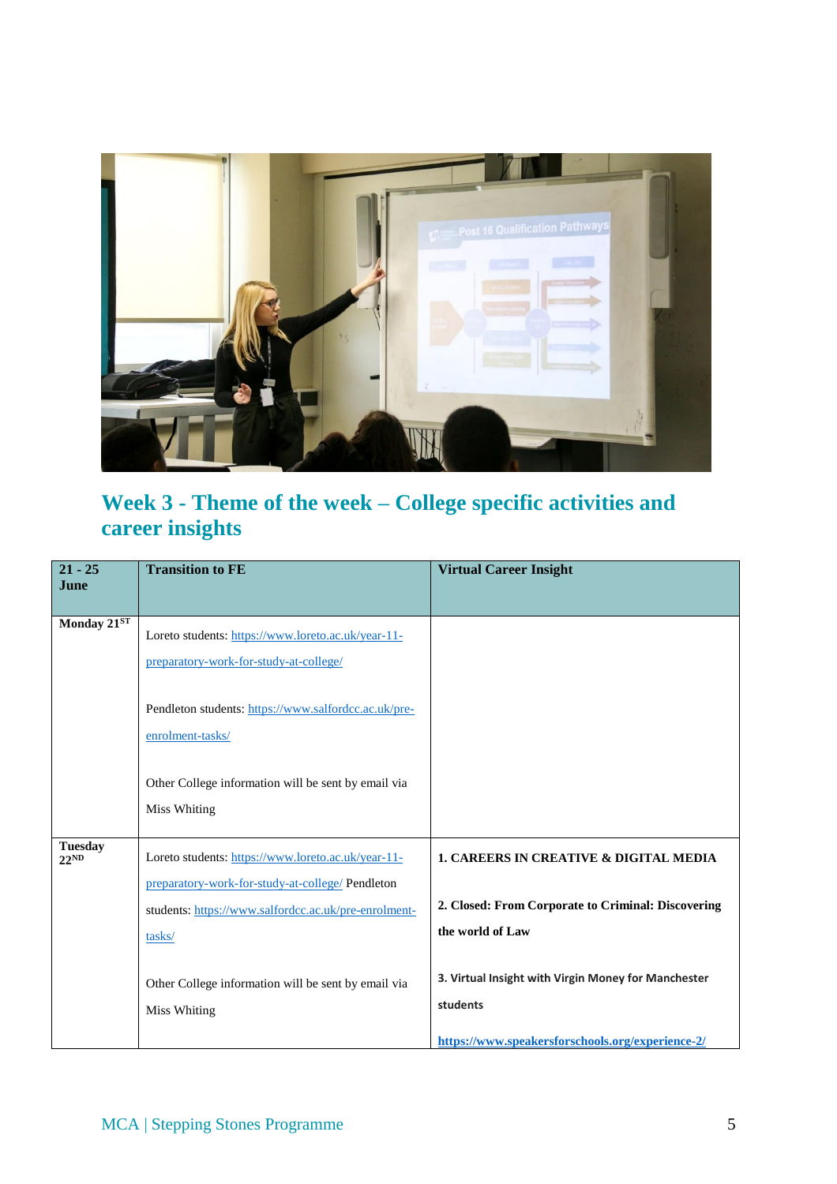## Week 3 - Theme of the week – College specific activities and career insights

| 21 - 25 June | Transition to FE | Virtual Career Insight |
| --- | --- | --- |
| Monday 21ST | Loreto students: https://www.loreto.ac.uk/year-11-preparatory-work-for-study-at-college/<br><br>Pendleton students: https://www.salfordcc.ac.uk/pre-enrolment-tasks/<br><br>Other College information will be sent by email via Miss Whiting | |
| Tuesday 22ND | Loreto students: https://www.loreto.ac.uk/year-11-preparatory-work-for-study-at-college/ Pendleton students: https://www.salfordcc.ac.uk/pre-enrolment-tasks/<br><br>Other College information will be sent by email via Miss Whiting | **1. CAREERS IN CREATIVE & DIGITAL MEDIA**<br><br>**2. Closed: From Corporate to Criminal: Discovering the world of Law**<br><br>**3. Virtual Insight with Virgin Money for Manchester students**<br><br>**https://www.speakersforschools.org/experience-2/** |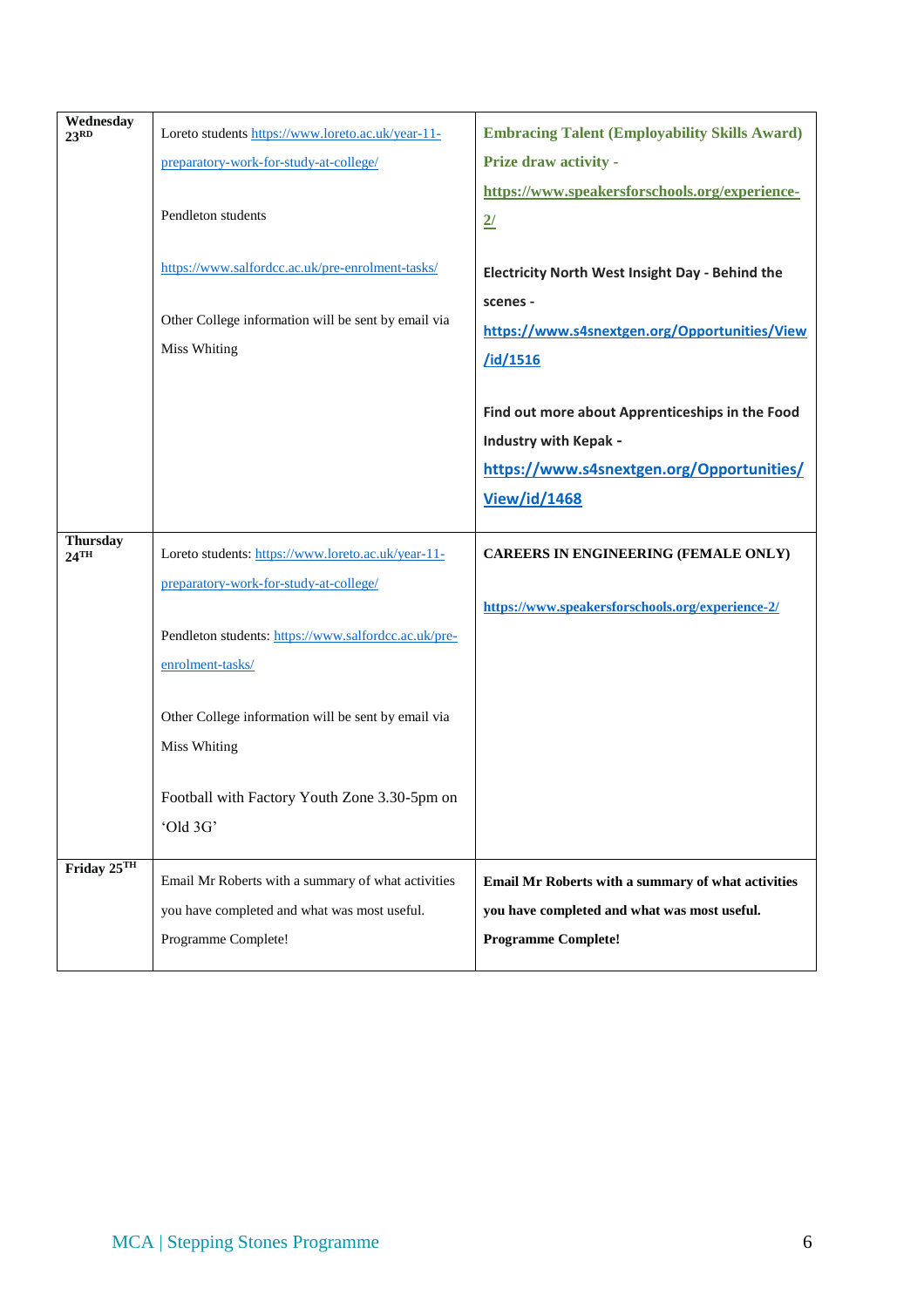| | | |
|---|---|---|
| **Wednesday 23RD** | Loreto students https://www.loreto.ac.uk/year-11-preparatory-work-for-study-at-college/<br><br>Pendleton students<br><br>https://www.salfordcc.ac.uk/pre-enrolment-tasks/<br><br>Other College information will be sent by email via Miss Whiting | **Embracing Talent (Employability Skills Award) Prize draw activity - https://www.speakersforschools.org/experience-2/**<br><br>**Electricity North West Insight Day - Behind the scenes - https://www.s4snextgen.org/Opportunities/View/id/1516**<br><br>**Find out more about Apprenticeships in the Food Industry with Kepak - https://www.s4snextgen.org/Opportunities/View/id/1468** |
| **Thursday 24TH** | Loreto students: https://www.loreto.ac.uk/year-11-preparatory-work-for-study-at-college/<br><br>Pendleton students: https://www.salfordcc.ac.uk/pre-enrolment-tasks/<br><br>Other College information will be sent by email via Miss Whiting<br><br>Football with Factory Youth Zone 3.30-5pm on 'Old 3G' | **CAREERS IN ENGINEERING (FEMALE ONLY)**<br><br>**https://www.speakersforschools.org/experience-2/** |
| **Friday 25TH** | Email Mr Roberts with a summary of what activities you have completed and what was most useful. Programme Complete! | **Email Mr Roberts with a summary of what activities you have completed and what was most useful. Programme Complete!** |